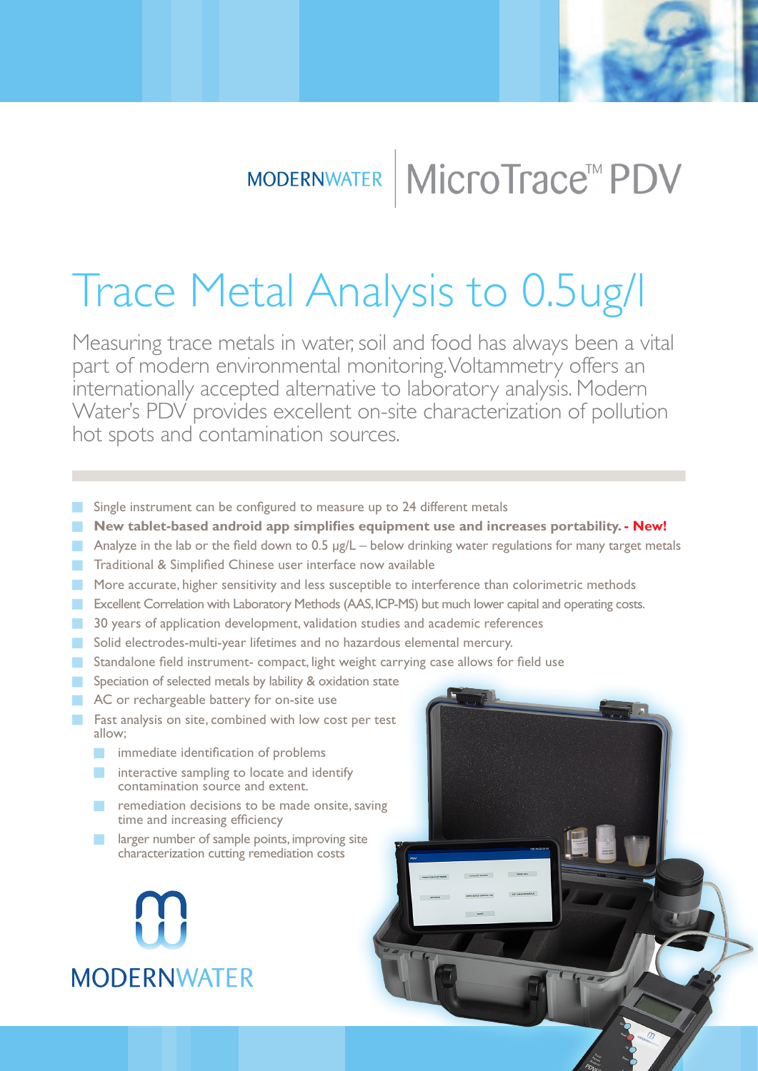MODERNWATER | MicroTrace™ PDV

# Trace Metal Analysis to 0.5ug/l

Measuring trace metals in water, soil and food has always been a vital part of modern environmental monitoring. Voltammetry offers an internationally accepted alternative to laboratory analysis. Modern Water's PDV provides excellent on-site characterization of pollution hot spots and contamination sources.

- Single instrument can be configured to measure up to 24 different metals
- **New tablet-based android app simplifies equipment use and increases portability. - New!**
- Analyze in the lab or the field down to 0.5 µg/L – below drinking water regulations for many target metals
- Traditional & Simplified Chinese user interface now available
- More accurate, higher sensitivity and less susceptible to interference than colorimetric methods
- Excellent Correlation with Laboratory Methods (AAS, ICP-MS) but much lower capital and operating costs.
- 30 years of application development, validation studies and academic references
- Solid electrodes-multi-year lifetimes and no hazardous elemental mercury.
- Standalone field instrument- compact, light weight carrying case allows for field use
- Speciation of selected metals by lability & oxidation state
- AC or rechargeable battery for on-site use
- Fast analysis on site, combined with low cost per test allow;
  - immediate identification of problems
  - interactive sampling to locate and identify contamination source and extent.
  - remediation decisions to be made onsite, saving time and increasing efficiency
  - larger number of sample points, improving site characterization cutting remediation costs

MODERNWATER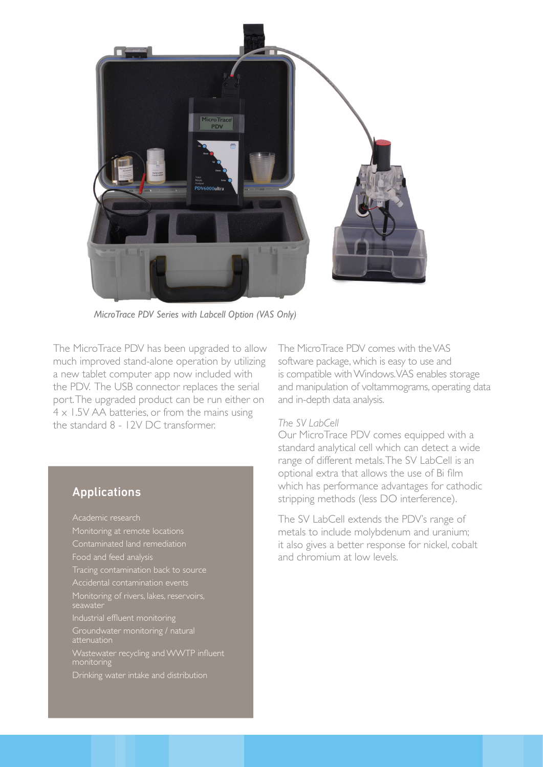*MicroTrace PDV Series with Labcell Option (VAS Only)*

The MicroTrace PDV has been upgraded to allow much improved stand-alone operation by utilizing a new tablet computer app now included with the PDV. The USB connector replaces the serial port. The upgraded product can be run either on 4 x 1.5V AA batteries, or from the mains using the standard 8 - 12V DC transformer.

## Applications

- Academic research
- Monitoring at remote locations
- Contaminated land remediation
- Food and feed analysis
- Tracing contamination back to source
- Accidental contamination events
- Monitoring of rivers, lakes, reservoirs, seawater
- Industrial effluent monitoring
- Groundwater monitoring / natural attenuation
- Wastewater recycling and WWTP influent monitoring
- Drinking water intake and distribution

The MicroTrace PDV comes with the VAS software package, which is easy to use and is compatible with Windows. VAS enables storage and manipulation of voltammograms, operating data and in-depth data analysis.

*The SV LabCell*

Our MicroTrace PDV comes equipped with a standard analytical cell which can detect a wide range of different metals. The SV LabCell is an optional extra that allows the use of Bi film which has performance advantages for cathodic stripping methods (less DO interference).

The SV LabCell extends the PDV's range of metals to include molybdenum and uranium; it also gives a better response for nickel, cobalt and chromium at low levels.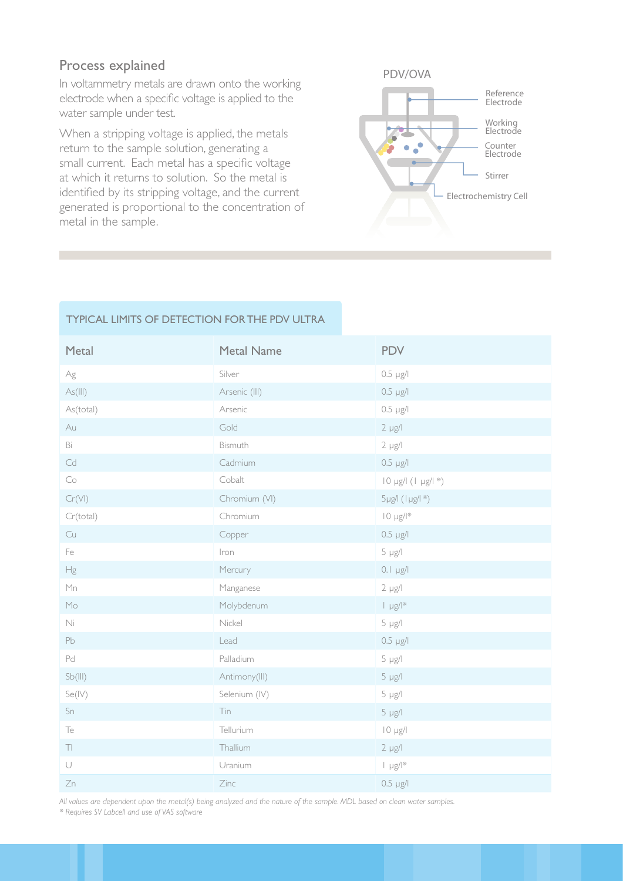## Process explained

In voltammetry metals are drawn onto the working electrode when a specific voltage is applied to the water sample under test.

When a stripping voltage is applied, the metals return to the sample solution, generating a small current. Each metal has a specific voltage at which it returns to solution. So the metal is identified by its stripping voltage, and the current generated is proportional to the concentration of metal in the sample.

PDV/OVA

Reference Electrode

Working Electrode

Counter Electrode

Stirrer

Electrochemistry Cell

### TYPICAL LIMITS OF DETECTION FOR THE PDV ULTRA

| Metal | Metal Name | PDV |
|---|---|---|
| Ag | Silver | 0.5 µg/l |
| As(III) | Arsenic (III) | 0.5 µg/l |
| As(total) | Arsenic | 0.5 µg/l |
| Au | Gold | 2 µg/l |
| Bi | Bismuth | 2 µg/l |
| Cd | Cadmium | 0.5 µg/l |
| Co | Cobalt | 10 µg/l (1 µg/l *) |
| Cr(VI) | Chromium (VI) | 5µg/l (1µg/l *) |
| Cr(total) | Chromium | 10 µg/l* |
| Cu | Copper | 0.5 µg/l |
| Fe | Iron | 5 µg/l |
| Hg | Mercury | 0.1 µg/l |
| Mn | Manganese | 2 µg/l |
| Mo | Molybdenum | 1 µg/l* |
| Ni | Nickel | 5 µg/l |
| Pb | Lead | 0.5 µg/l |
| Pd | Palladium | 5 µg/l |
| Sb(III) | Antimony(III) | 5 µg/l |
| Se(IV) | Selenium (IV) | 5 µg/l |
| Sn | Tin | 5 µg/l |
| Te | Tellurium | 10 µg/l |
| Tl | Thallium | 2 µg/l |
| U | Uranium | 1 µg/l* |
| Zn | Zinc | 0.5 µg/l |

*All values are dependent upon the metal(s) being analyzed and the nature of the sample. MDL based on clean water samples.*

*\* Requires SV Labcell and use of VAS software*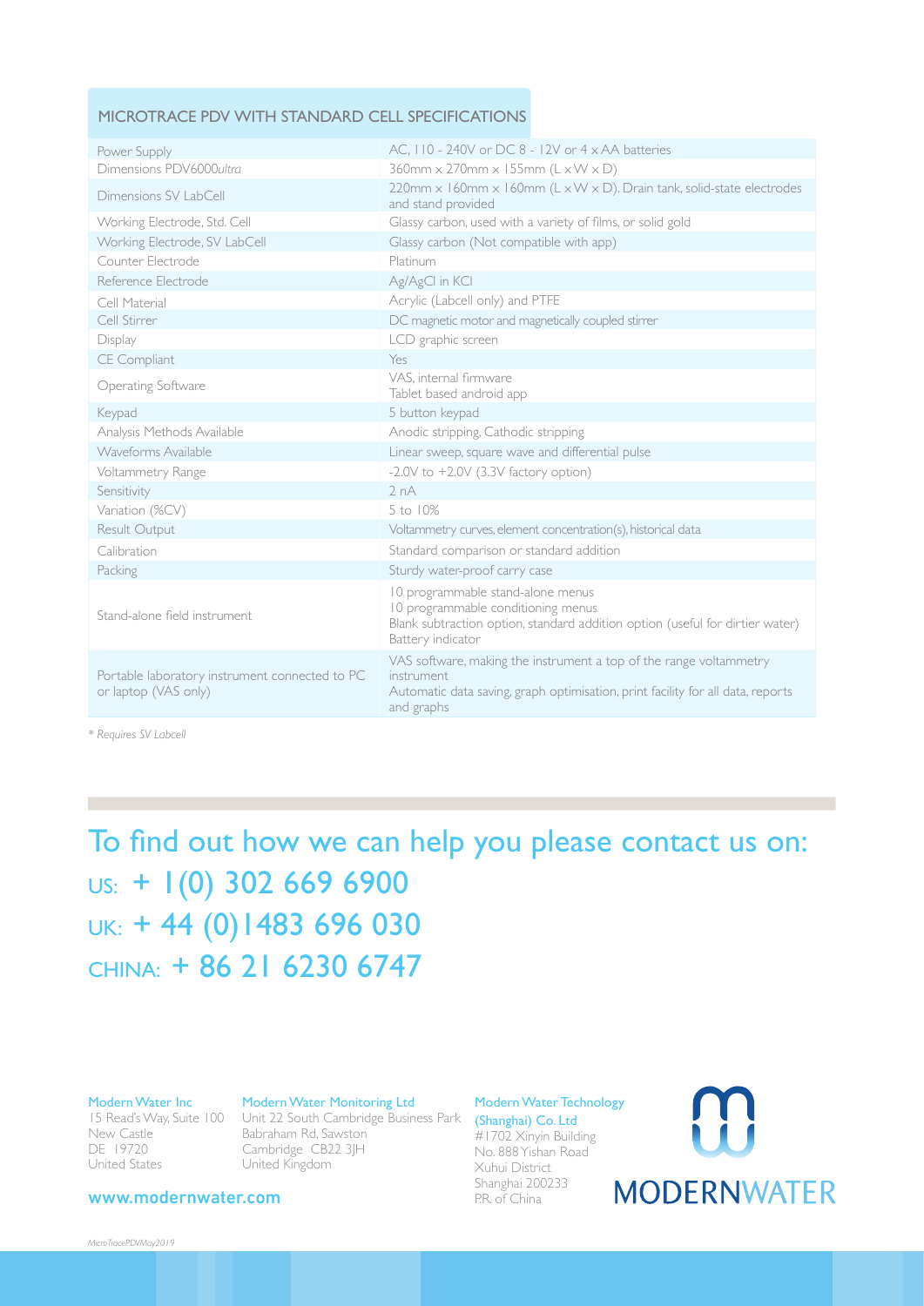## MICROTRACE PDV WITH STANDARD CELL SPECIFICATIONS

| | |
|---|---|
| Power Supply | AC, 110 - 240V or DC 8 - 12V or 4 x AA batteries |
| Dimensions PDV6000*ultra* | 360mm x 270mm x 155mm (L x W x D) |
| Dimensions SV LabCell | 220mm x 160mm x 160mm (L x W x D). Drain tank, solid-state electrodes and stand provided |
| Working Electrode, Std. Cell | Glassy carbon, used with a variety of films, or solid gold |
| Working Electrode, SV LabCell | Glassy carbon (Not compatible with app) |
| Counter Electrode | Platinum |
| Reference Electrode | Ag/AgCl in KCl |
| Cell Material | Acrylic (Labcell only) and PTFE |
| Cell Stirrer | DC magnetic motor and magnetically coupled stirrer |
| Display | LCD graphic screen |
| CE Compliant | Yes |
| Operating Software | VAS, internal firmware<br>Tablet based android app |
| Keypad | 5 button keypad |
| Analysis Methods Available | Anodic stripping, Cathodic stripping |
| Waveforms Available | Linear sweep, square wave and differential pulse |
| Voltammetry Range | -2.0V to +2.0V (3.3V factory option) |
| Sensitivity | 2 nA |
| Variation (%CV) | 5 to 10% |
| Result Output | Voltammetry curves, element concentration(s), historical data |
| Calibration | Standard comparison or standard addition |
| Packing | Sturdy water-proof carry case |
| Stand-alone field instrument | 10 programmable stand-alone menus<br>10 programmable conditioning menus<br>Blank subtraction option, standard addition option (useful for dirtier water)<br>Battery indicator |
| Portable laboratory instrument connected to PC or laptop (VAS only) | VAS software, making the instrument a top of the range voltammetry instrument<br>Automatic data saving, graph optimisation, print facility for all data, reports and graphs |

*\* Requires SV Labcell*

## To find out how we can help you please contact us on:

US: + 1(0) 302 669 6900

UK: + 44 (0)1483 696 030

CHINA: + 86 21 6230 6747

**Modern Water Inc**
15 Read's Way, Suite 100
New Castle
DE 19720
United States

**Modern Water Monitoring Ltd**
Unit 22 South Cambridge Business Park
Babraham Rd, Sawston
Cambridge CB22 3JH
United Kingdom

**Modern Water Technology (Shanghai) Co. Ltd**
#1702 Xinyin Building
No. 888 Yishan Road
Xuhui District
Shanghai 200233
P.R. of China

MODERNWATER

www.modernwater.com

*MicroTracePDVMay2019*